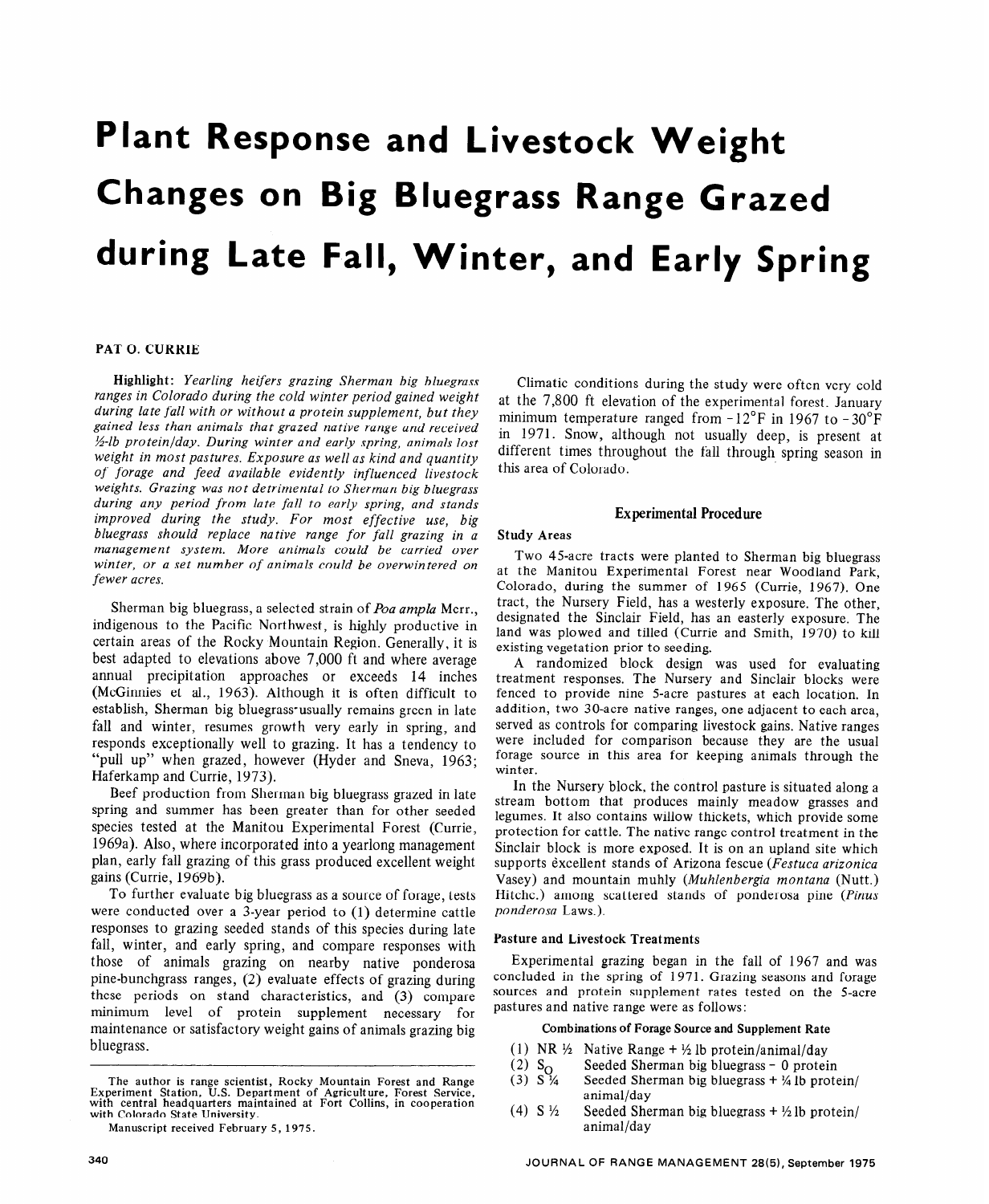# Plant Response and Livestock Weight Changes on Big Bluegrass Range Grazed during Late Fall, Winter, and Early Spring

**PAT O. CURRIE**

**Highlight:** *Yearling heifers grazing Sherman big bluegrass ranges in Colorado during the cold winter period gained weight during late fall with or without a protein supplement, but they gained less than animals that grazed native range and received ½-lb protein/day. During winter and early spring, animals lost weight in most pastures. Exposure as well as kind and quantity of forage and feed available evidently influenced livestock weights. Grazing was not detrimental to Sherman big bluegrass during any period from late fall to early spring, and stands improved during the study. For most effective use, big bluegrass should replace native range for fall grazing in a management system. More animals could be carried over winter, or a set number of animals could be overwintered on fewer acres.*

Sherman big bluegrass, a selected strain of *Poa ampla* Merr., indigenous to the Pacific Northwest, is highly productive in certain areas of the Rocky Mountain Region. Generally, it is best adapted to elevations above 7,000 ft and where average annual precipitation approaches or exceeds 14 inches (McGinnies et al., 1963). Although it is often difficult to establish, Sherman big bluegrass usually remains green in late fall and winter, resumes growth very early in spring, and responds exceptionally well to grazing. It has a tendency to "pull up" when grazed, however (Hyder and Sneva, 1963; Haferkamp and Currie, 1973).

Beef production from Sherman big bluegrass grazed in late spring and summer has been greater than for other seeded species tested at the Manitou Experimental Forest (Currie, 1969a). Also, where incorporated into a yearlong management plan, early fall grazing of this grass produced excellent weight gains (Currie, 1969b).

To further evaluate big bluegrass as a source of forage, tests were conducted over a 3-year period to (1) determine cattle responses to grazing seeded stands of this species during late fall, winter, and early spring, and compare responses with those of animals grazing on nearby native ponderosa pine-bunchgrass ranges, (2) evaluate effects of grazing during these periods on stand characteristics, and (3) compare minimum level of protein supplement necessary for maintenance or satisfactory weight gains of animals grazing big bluegrass.

The author is range scientist, Rocky Mountain Forest and Range Experiment Station, U.S. Department of Agriculture, Forest Service, with central headquarters maintained at Fort Collins, in cooperation with Colorado State University.

Manuscript received February 5, 1975.

Climatic conditions during the study were often very cold at the 7,800 ft elevation of the experimental forest. January minimum temperature ranged from -12°F in 1967 to -30°F in 1971. Snow, although not usually deep, is present at different times throughout the fall through spring season in this area of Colorado.

## Experimental Procedure

### Study Areas

Two 45-acre tracts were planted to Sherman big bluegrass at the Manitou Experimental Forest near Woodland Park, Colorado, during the summer of 1965 (Currie, 1967). One tract, the Nursery Field, has a westerly exposure. The other, designated the Sinclair Field, has an easterly exposure. The land was plowed and tilled (Currie and Smith, 1970) to kill existing vegetation prior to seeding.

A randomized block design was used for evaluating treatment responses. The Nursery and Sinclair blocks were fenced to provide nine 5-acre pastures at each location. In addition, two 30-acre native ranges, one adjacent to each area, served as controls for comparing livestock gains. Native ranges were included for comparison because they are the usual forage source in this area for keeping animals through the winter.

In the Nursery block, the control pasture is situated along a stream bottom that produces mainly meadow grasses and legumes. It also contains willow thickets, which provide some protection for cattle. The native range control treatment in the Sinclair block is more exposed. It is on an upland site which supports excellent stands of Arizona fescue (*Festuca arizonica* Vasey) and mountain muhly (*Muhlenbergia montana* (Nutt.) Hitchc.) among scattered stands of ponderosa pine (*Pinus ponderosa* Laws.).

### Pasture and Livestock Treatments

Experimental grazing began in the fall of 1967 and was concluded in the spring of 1971. Grazing seasons and forage sources and protein supplement rates tested on the 5-acre pastures and native range were as follows:

**Combinations of Forage Source and Supplement Rate**

(1) NR ½ Native Range + ½ lb protein/animal/day

(2) $S_O$ Seeded Sherman big bluegrass – 0 protein

(3) S ¼ Seeded Sherman big bluegrass + ¼ lb protein/animal/day

(4) S ½ Seeded Sherman big bluegrass + ½ lb protein/animal/day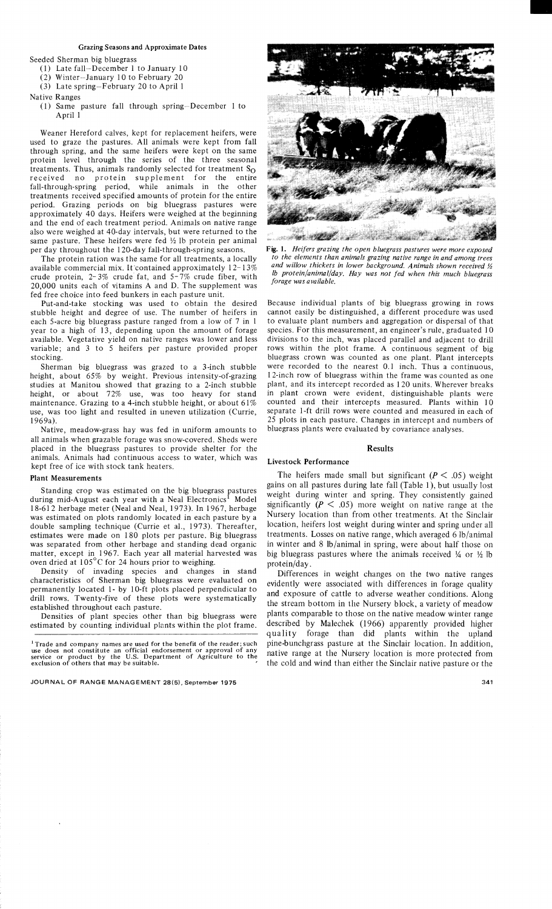### Grazing Seasons and Approximate Dates

Seeded Sherman big bluegrass

(1) Late fall—December 1 to January 10
(2) Winter—January 10 to February 20
(3) Late spring—February 20 to April 1

Native Ranges

(1) Same pasture fall through spring—December 1 to April 1

Weaner Hereford calves, kept for replacement heifers, were used to graze the pastures. All animals were kept from fall through spring, and the same heifers were kept on the same protein level through the series of the three seasonal treatments. Thus, animals randomly selected for treatment $S_O$ received no protein supplement for the entire fall-through-spring period, while animals in the other treatments received specified amounts of protein for the entire period. Grazing periods on big bluegrass pastures were approximately 40 days. Heifers were weighed at the beginning and the end of each treatment period. Animals on native range also were weighed at 40-day intervals, but were returned to the same pasture. These heifers were fed ½ lb protein per animal per day throughout the 120-day fall-through-spring seasons.

The protein ration was the same for all treatments, a locally available commercial mix. It contained approximately 12–13% crude protein, 2–3% crude fat, and 5–7% crude fiber, with 20,000 units each of vitamins A and D. The supplement was fed free choice into feed bunkers in each pasture unit.

Put-and-take stocking was used to obtain the desired stubble height and degree of use. The number of heifers in each 5-acre big bluegrass pasture ranged from a low of 7 in 1 year to a high of 13, depending upon the amount of forage available. Vegetative yield on native ranges was lower and less variable; and 3 to 5 heifers per pasture provided proper stocking.

Sherman big bluegrass was grazed to a 3-inch stubble height, about 65% by weight. Previous intensity-of-grazing studies at Manitou showed that grazing to a 2-inch stubble height, or about 72% use, was too heavy for stand maintenance. Grazing to a 4-inch stubble height, or about 61% use, was too light and resulted in uneven utilization (Currie, 1969a).

Native, meadow-grass hay was fed in uniform amounts to all animals when grazable forage was snow-covered. Sheds were placed in the bluegrass pastures to provide shelter for the animals. Animals had continuous access to water, which was kept free of ice with stock tank heaters.

### Plant Measurements

Standing crop was estimated on the big bluegrass pastures during mid-August each year with a Neal Electronics[1] Model 18-612 herbage meter (Neal and Neal, 1973). In 1967, herbage was estimated on plots randomly located in each pasture by a double sampling technique (Currie et al., 1973). Thereafter, estimates were made on 180 plots per pasture. Big bluegrass was separated from other herbage and standing dead organic matter, except in 1967. Each year all material harvested was oven dried at 105°C for 24 hours prior to weighing.

Density of invading species and changes in stand characteristics of Sherman big bluegrass were evaluated on permanently located 1- by 10-ft plots placed perpendicular to drill rows. Twenty-five of these plots were systematically established throughout each pasture.

Densities of plant species other than big bluegrass were estimated by counting individual plants within the plot frame. Because individual plants of big bluegrass growing in rows cannot easily be distinguished, a different procedure was used to evaluate plant numbers and aggregation or dispersal of that species. For this measurement, an engineer's rule, graduated 10 divisions to the inch, was placed parallel and adjacent to drill rows within the plot frame. A continuous segment of big bluegrass crown was counted as one plant. Plant intercepts were recorded to the nearest 0.1 inch. Thus a continuous, 12-inch row of bluegrass within the frame was counted as one plant, and its intercept recorded as 120 units. Wherever breaks in plant crown were evident, distinguishable plants were counted and their intercepts measured. Plants within 10 separate 1-ft drill rows were counted and measured in each of 25 plots in each pasture. Changes in intercept and numbers of bluegrass plants were evaluated by covariance analyses.

[1] Trade and company names are used for the benefit of the reader; such use does not constitute an official endorsement or approval of any service or product by the U.S. Department of Agriculture to the exclusion of others that may be suitable.

**Fig. 1.** *Heifers grazing the open bluegrass pastures were more exposed to the elements than animals grazing native range in and among trees and willow thickets in lower background. Animals shown received ½ lb protein/animal/day. Hay was not fed when this much bluegrass forage was available.*

## Results

### Livestock Performance

The heifers made small but significant ($P < .05$) weight gains on all pastures during late fall (Table 1), but usually lost weight during winter and spring. They consistently gained significantly ($P < .05$) more weight on native range at the Nursery location than from other treatments. At the Sinclair location, heifers lost weight during winter and spring under all treatments. Losses on native range, which averaged 6 lb/animal in winter and 8 lb/animal in spring, were about half those on big bluegrass pastures where the animals received ¼ or ½ lb protein/day.

Differences in weight changes on the two native ranges evidently were associated with differences in forage quality and exposure of cattle to adverse weather conditions. Along the stream bottom in the Nursery block, a variety of meadow plants comparable to those on the native meadow winter range described by Malechek (1966) apparently provided higher quality forage than did plants within the upland pine-bunchgrass pasture at the Sinclair location. In addition, native range at the Nursery location is more protected from the cold and wind than either the Sinclair native pasture or the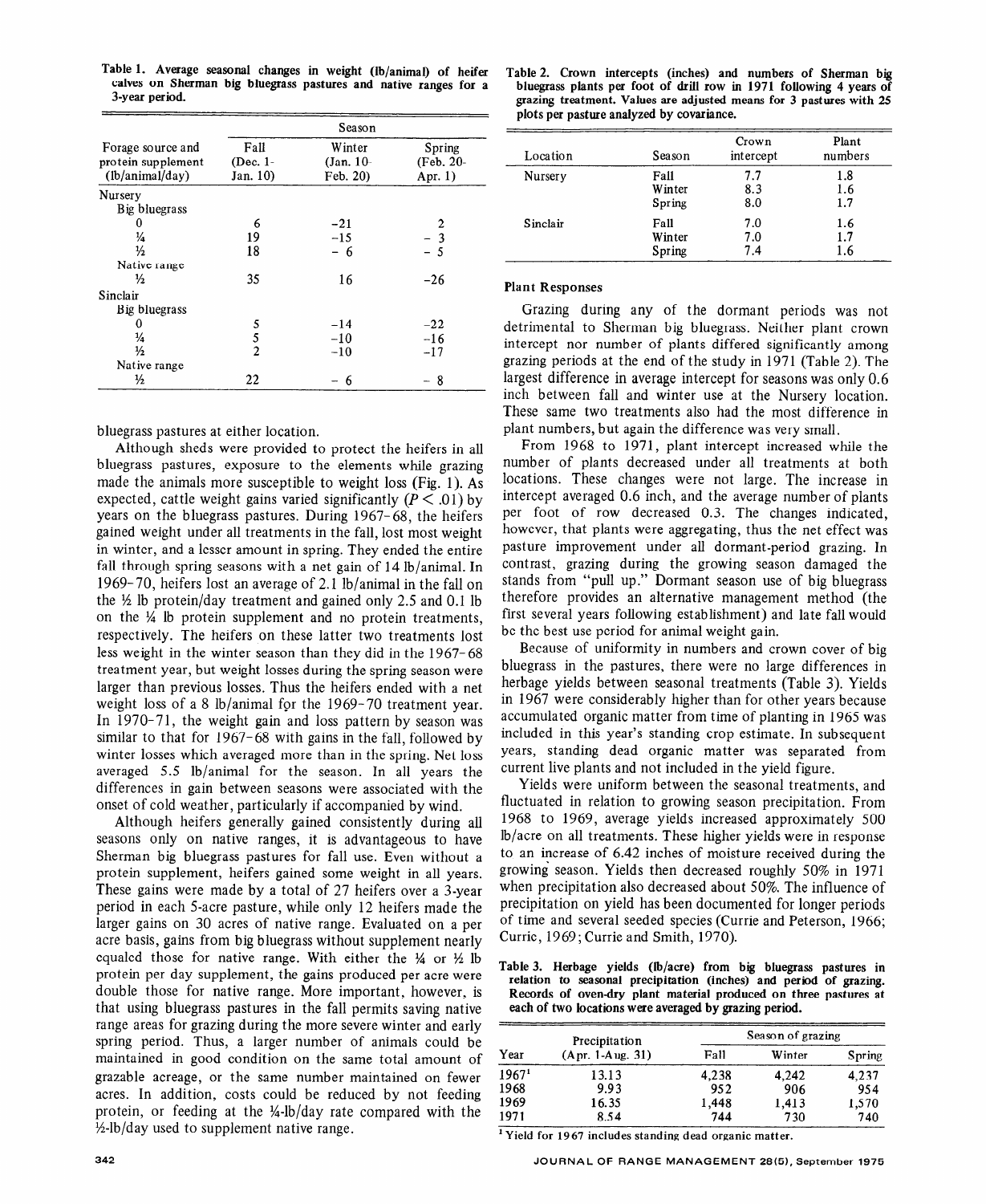**Table 1. Average seasonal changes in weight (lb/animal) of heifer calves on Sherman big bluegrass pastures and native ranges for a 3-year period.**

| Forage source and protein supplement (lb/animal/day) | Season | | |
|---|---|---|---|
| | Fall (Dec. 1-Jan. 10) | Winter (Jan. 10-Feb. 20) | Spring (Feb. 20-Apr. 1) |
| Nursery | | | |
| Big bluegrass | | | |
| 0 | 6 | −21 | 2 |
| ¼ | 19 | −15 | − 3 |
| ½ | 18 | − 6 | − 5 |
| Native range | | | |
| ½ | 35 | 16 | −26 |
| Sinclair | | | |
| Big bluegrass | | | |
| 0 | 5 | −14 | −22 |
| ¼ | 5 | −10 | −16 |
| ½ | 2 | −10 | −17 |
| Native range | | | |
| ½ | 22 | − 6 | − 8 |

bluegrass pastures at either location.

Although sheds were provided to protect the heifers in all bluegrass pastures, exposure to the elements while grazing made the animals more susceptible to weight loss (Fig. 1). As expected, cattle weight gains varied significantly ($P < .01$) by years on the bluegrass pastures. During 1967–68, the heifers gained weight under all treatments in the fall, lost most weight in winter, and a lesser amount in spring. They ended the entire fall through spring seasons with a net gain of 14 lb/animal. In 1969–70, heifers lost an average of 2.1 lb/animal in the fall on the ½ lb protein/day treatment and gained only 2.5 and 0.1 lb on the ¼ lb protein supplement and no protein treatments, respectively. The heifers on these latter two treatments lost less weight in the winter season than they did in the 1967–68 treatment year, but weight losses during the spring season were larger than previous losses. Thus the heifers ended with a net weight loss of a 8 lb/animal for the 1969–70 treatment year. In 1970–71, the weight gain and loss pattern by season was similar to that for 1967–68 with gains in the fall, followed by winter losses which averaged more than in the spring. Net loss averaged 5.5 lb/animal for the season. In all years the differences in gain between seasons were associated with the onset of cold weather, particularly if accompanied by wind.

Although heifers generally gained consistently during all seasons only on native ranges, it is advantageous to have Sherman big bluegrass pastures for fall use. Even without a protein supplement, heifers gained some weight in all years. These gains were made by a total of 27 heifers over a 3-year period in each 5-acre pasture, while only 12 heifers made the larger gains on 30 acres of native range. Evaluated on a per acre basis, gains from big bluegrass without supplement nearly equaled those for native range. With either the ¼ or ½ lb protein per day supplement, the gains produced per acre were double those for native range. More important, however, is that using bluegrass pastures in the fall permits saving native range areas for grazing during the more severe winter and early spring period. Thus, a larger number of animals could be maintained in good condition on the same total amount of grazable acreage, or the same number maintained on fewer acres. In addition, costs could be reduced by not feeding protein, or feeding at the ¼-lb/day rate compared with the ½-lb/day used to supplement native range.

**Table 2. Crown intercepts (inches) and numbers of Sherman big bluegrass plants per foot of drill row in 1971 following 4 years of grazing treatment. Values are adjusted means for 3 pastures with 25 plots per pasture analyzed by covariance.**

| Location | Season | Crown intercept | Plant numbers |
|---|---|---|---|
| Nursery | Fall | 7.7 | 1.8 |
| | Winter | 8.3 | 1.6 |
| | Spring | 8.0 | 1.7 |
| Sinclair | Fall | 7.0 | 1.6 |
| | Winter | 7.0 | 1.7 |
| | Spring | 7.4 | 1.6 |

### Plant Responses

Grazing during any of the dormant periods was not detrimental to Sherman big bluegrass. Neither plant crown intercept nor number of plants differed significantly among grazing periods at the end of the study in 1971 (Table 2). The largest difference in average intercept for seasons was only 0.6 inch between fall and winter use at the Nursery location. These same two treatments also had the most difference in plant numbers, but again the difference was very small.

From 1968 to 1971, plant intercept increased while the number of plants decreased under all treatments at both locations. These changes were not large. The increase in intercept averaged 0.6 inch, and the average number of plants per foot of row decreased 0.3. The changes indicated, however, that plants were aggregating, thus the net effect was pasture improvement under all dormant-period grazing. In contrast, grazing during the growing season damaged the stands from "pull up." Dormant season use of big bluegrass therefore provides an alternative management method (the first several years following establishment) and late fall would be the best use period for animal weight gain.

Because of uniformity in numbers and crown cover of big bluegrass in the pastures, there were no large differences in herbage yields between seasonal treatments (Table 3). Yields in 1967 were considerably higher than for other years because accumulated organic matter from time of planting in 1965 was included in this year's standing crop estimate. In subsequent years, standing dead organic matter was separated from current live plants and not included in the yield figure.

Yields were uniform between the seasonal treatments, and fluctuated in relation to growing season precipitation. From 1968 to 1969, average yields increased approximately 500 lb/acre on all treatments. These higher yields were in response to an increase of 6.42 inches of moisture received during the growing season. Yields then decreased roughly 50% in 1971 when precipitation also decreased about 50%. The influence of precipitation on yield has been documented for longer periods of time and several seeded species (Currie and Peterson, 1966; Currie, 1969; Currie and Smith, 1970).

**Table 3. Herbage yields (lb/acre) from big bluegrass pastures in relation to seasonal precipitation (inches) and period of grazing. Records of oven-dry plant material produced on three pastures at each of two locations were averaged by grazing period.**

| Year | Precipitation (Apr. 1-Aug. 31) | Season of grazing | | |
|---|---|---|---|---|
| | | Fall | Winter | Spring |
| 1967[1] | 13.13 | 4,238 | 4,242 | 4,237 |
| 1968 | 9.93 | 952 | 906 | 954 |
| 1969 | 16.35 | 1,448 | 1,413 | 1,570 |
| 1971 | 8.54 | 744 | 730 | 740 |

[1] Yield for 1967 includes standing dead organic matter.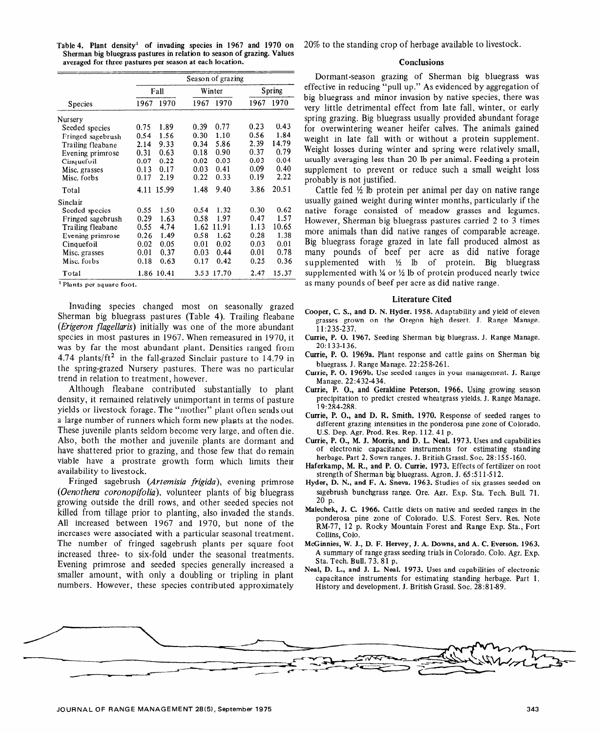Table 4. Plant density[1] of invading species in 1967 and 1970 on Sherman big bluegrass pastures in relation to season of grazing. Values averaged for three pastures per season at each location.

| Species | Season of grazing | | | | | |
|---|---|---|---|---|---|---|
| | Fall | | Winter | | Spring | |
| | 1967 | 1970 | 1967 | 1970 | 1967 | 1970 |
| Nursery | | | | | | |
| Seeded species | 0.75 | 1.89 | 0.39 | 0.77 | 0.23 | 0.43 |
| Fringed sagebrush | 0.54 | 1.56 | 0.30 | 1.10 | 0.56 | 1.84 |
| Trailing fleabane | 2.14 | 9.33 | 0.34 | 5.86 | 2.39 | 14.79 |
| Evening primrose | 0.31 | 0.63 | 0.18 | 0.90 | 0.37 | 0.79 |
| Cinquefoil | 0.07 | 0.22 | 0.02 | 0.03 | 0.03 | 0.04 |
| Misc. grasses | 0.13 | 0.17 | 0.03 | 0.41 | 0.09 | 0.40 |
| Misc. forbs | 0.17 | 2.19 | 0.22 | 0.33 | 0.19 | 2.22 |
| Total | 4.11 | 15.99 | 1.48 | 9.40 | 3.86 | 20.51 |
| Sinclair | | | | | | |
| Seeded species | 0.55 | 1.50 | 0.54 | 1.32 | 0.30 | 0.62 |
| Fringed sagebrush | 0.29 | 1.63 | 0.58 | 1.97 | 0.47 | 1.57 |
| Trailing fleabane | 0.55 | 4.74 | 1.62 | 11.91 | 1.13 | 10.65 |
| Evening primrose | 0.26 | 1.49 | 0.58 | 1.62 | 0.28 | 1.38 |
| Cinquefoil | 0.02 | 0.05 | 0.01 | 0.02 | 0.03 | 0.01 |
| Misc. grasses | 0.01 | 0.37 | 0.03 | 0.44 | 0.01 | 0.78 |
| Misc. forbs | 0.18 | 0.63 | 0.17 | 0.42 | 0.25 | 0.36 |
| Total | 1.86 | 10.41 | 3.53 | 17.70 | 2.47 | 15.37 |

[1] Plants per square foot.

Invading species changed most on seasonally grazed Sherman big bluegrass pastures (Table 4). Trailing fleabane (*Erigeron flagellaris*) initially was one of the more abundant species in most pastures in 1967. When remeasured in 1970, it was by far the most abundant plant. Densities ranged from 4.74 plants/ft$^2$ in the fall-grazed Sinclair pasture to 14.79 in the spring-grazed Nursery pastures. There was no particular trend in relation to treatment, however.

Although fleabane contributed substantially to plant density, it remained relatively unimportant in terms of pasture yields or livestock forage. The "mother" plant often sends out a large number of runners which form new plants at the nodes. These juvenile plants seldom become very large, and often die. Also, both the mother and juvenile plants are dormant and have shattered prior to grazing, and those few that do remain viable have a prostrate growth form which limits their availability to livestock.

Fringed sagebrush (*Artemisia frigida*), evening primrose (*Oenothera coronopifolia*), volunteer plants of big bluegrass growing outside the drill rows, and other seeded species not killed from tillage prior to planting, also invaded the stands. All increased between 1967 and 1970, but none of the increases were associated with a particular seasonal treatment. The number of fringed sagebrush plants per square foot increased three- to six-fold under the seasonal treatments. Evening primrose and seeded species generally increased a smaller amount, with only a doubling or tripling in plant numbers. However, these species contributed approximately 20% to the standing crop of herbage available to livestock.

## Conclusions

Dormant-season grazing of Sherman big bluegrass was effective in reducing "pull up." As evidenced by aggregation of big bluegrass and minor invasion by native species, there was very little detrimental effect from late fall, winter, or early spring grazing. Big bluegrass usually provided abundant forage for overwintering weaner heifer calves. The animals gained weight in late fall with or without a protein supplement. Weight losses during winter and spring were relatively small, usually averaging less than 20 lb per animal. Feeding a protein supplement to prevent or reduce such a small weight loss probably is not justified.

Cattle fed ½ lb protein per animal per day on native range usually gained weight during winter months, particularly if the native forage consisted of meadow grasses and legumes. However, Sherman big bluegrass pastures carried 2 to 3 times more animals than did native ranges of comparable acreage. Big bluegrass forage grazed in late fall produced almost as many pounds of beef per acre as did native forage supplemented with ½ lb of protein. Big bluegrass supplemented with ¼ or ½ lb of protein produced nearly twice as many pounds of beef per acre as did native range.

## Literature Cited

**Cooper, C. S., and D. N. Hyder. 1958.** Adaptability and yield of eleven grasses grown on the Oregon high desert. J. Range Manage. 11:235-237.

**Currie, P. O. 1967.** Seeding Sherman big bluegrass. J. Range Manage. 20:133-136.

**Currie, P. O. 1969a.** Plant response and cattle gains on Sherman big bluegrass. J. Range Manage. 22:258-261.

**Currie, P. O. 1969b.** Use seeded ranges in your management. J. Range Manage. 22:432-434.

**Currie, P. O., and Geraldine Peterson. 1966.** Using growing season precipitation to predict crested wheatgrass yields. J. Range Manage. 19:284-288.

**Currie, P. O., and D. R. Smith. 1970.** Response of seeded ranges to different grazing intensities in the ponderosa pine zone of Colorado. U.S. Dep. Agr. Prod. Res. Rep. 112. 41 p.

**Currie, P. O., M. J. Morris, and D. L. Neal. 1973.** Uses and capabilities of electronic capacitance instruments for estimating standing herbage. Part 2. Sown ranges. J. British Grassl. Soc. 28:155-160.

**Haferkamp, M. R., and P. O. Currie. 1973.** Effects of fertilizer on root strength of Sherman big bluegrass. Agron. J. 65:511-512.

**Hyder, D. N., and F. A. Sneva. 1963.** Studies of six grasses seeded on sagebrush bunchgrass range. Ore. Agr. Exp. Sta. Tech. Bull. 71. 20 p.

**Malechek, J. C. 1966.** Cattle diets on native and seeded ranges in the ponderosa pine zone of Colorado. U.S. Forest Serv. Res. Note RM-77, 12 p. Rocky Mountain Forest and Range Exp. Sta., Fort Collins, Colo.

**McGinnies, W. J., D. F. Hervey, J. A. Downs, and A. C. Everson. 1963.** A summary of range grass seeding trials in Colorado. Colo. Agr. Exp. Sta. Tech. Bull. 73. 81 p.

**Neal, D. L., and J. L. Neal. 1973.** Uses and capabilities of electronic capacitance instruments for estimating standing herbage. Part 1. History and development. J. British Grassl. Soc. 28:81-89.